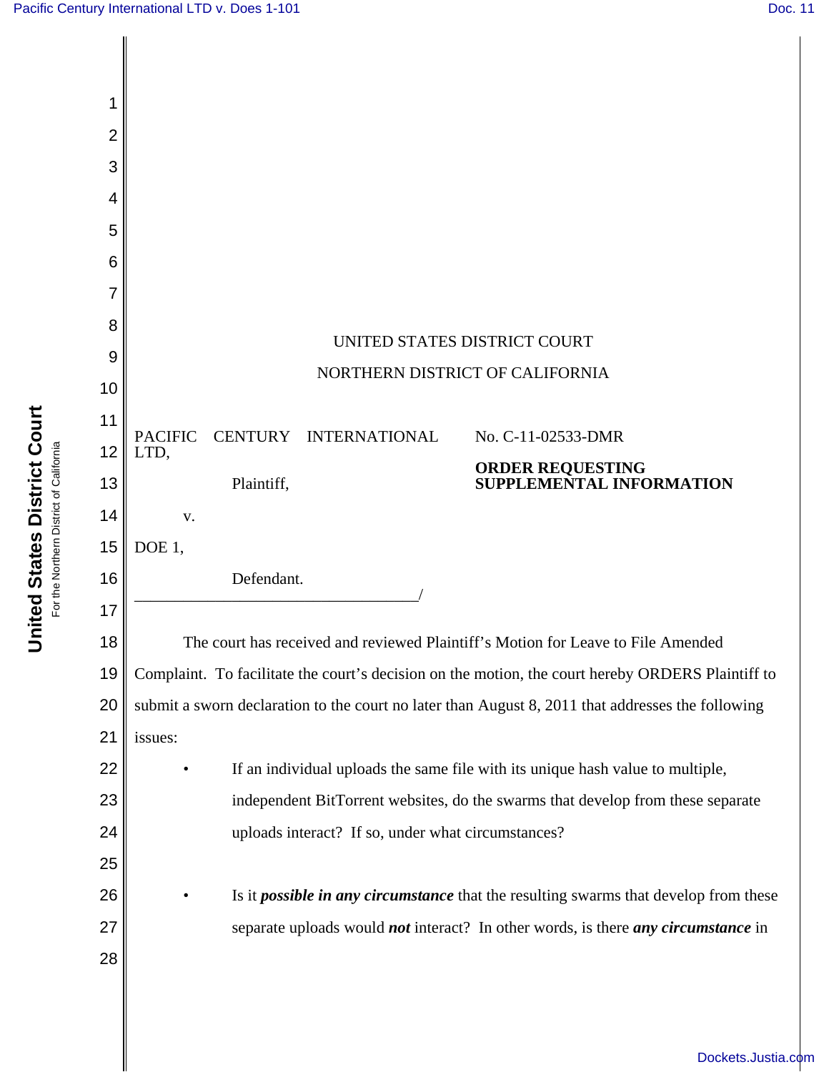UNITED STATES DISTRICT COURT

NORTHERN DISTRICT OF CALIFORNIA

PACIFIC CENTURY INTERNATIONAL LTD,

Plaintiff,

v.

DOE 1,

Defendant.
___________________________________/

No. C-11-02533-DMR

**ORDER REQUESTING SUPPLEMENTAL INFORMATION**

The court has received and reviewed Plaintiff's Motion for Leave to File Amended Complaint. To facilitate the court's decision on the motion, the court hereby ORDERS Plaintiff to submit a sworn declaration to the court no later than August 8, 2011 that addresses the following issues:

- If an individual uploads the same file with its unique hash value to multiple, independent BitTorrent websites, do the swarms that develop from these separate uploads interact? If so, under what circumstances?

- Is it ***possible in any circumstance*** that the resulting swarms that develop from these separate uploads would ***not*** interact? In other words, is there ***any circumstance*** in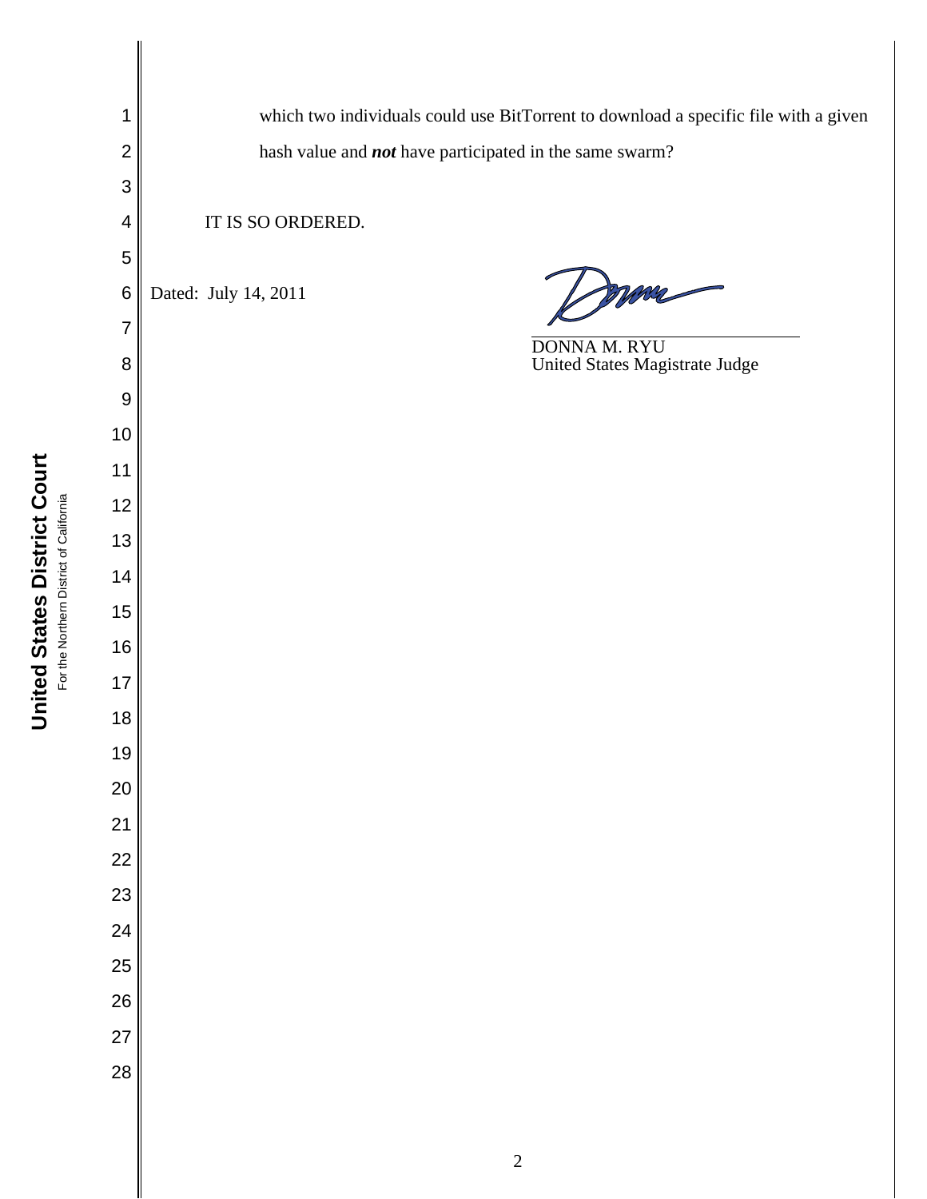which two individuals could use BitTorrent to download a specific file with a given hash value and ***not*** have participated in the same swarm?

IT IS SO ORDERED.

Dated: July 14, 2011

DONNA M. RYU
United States Magistrate Judge